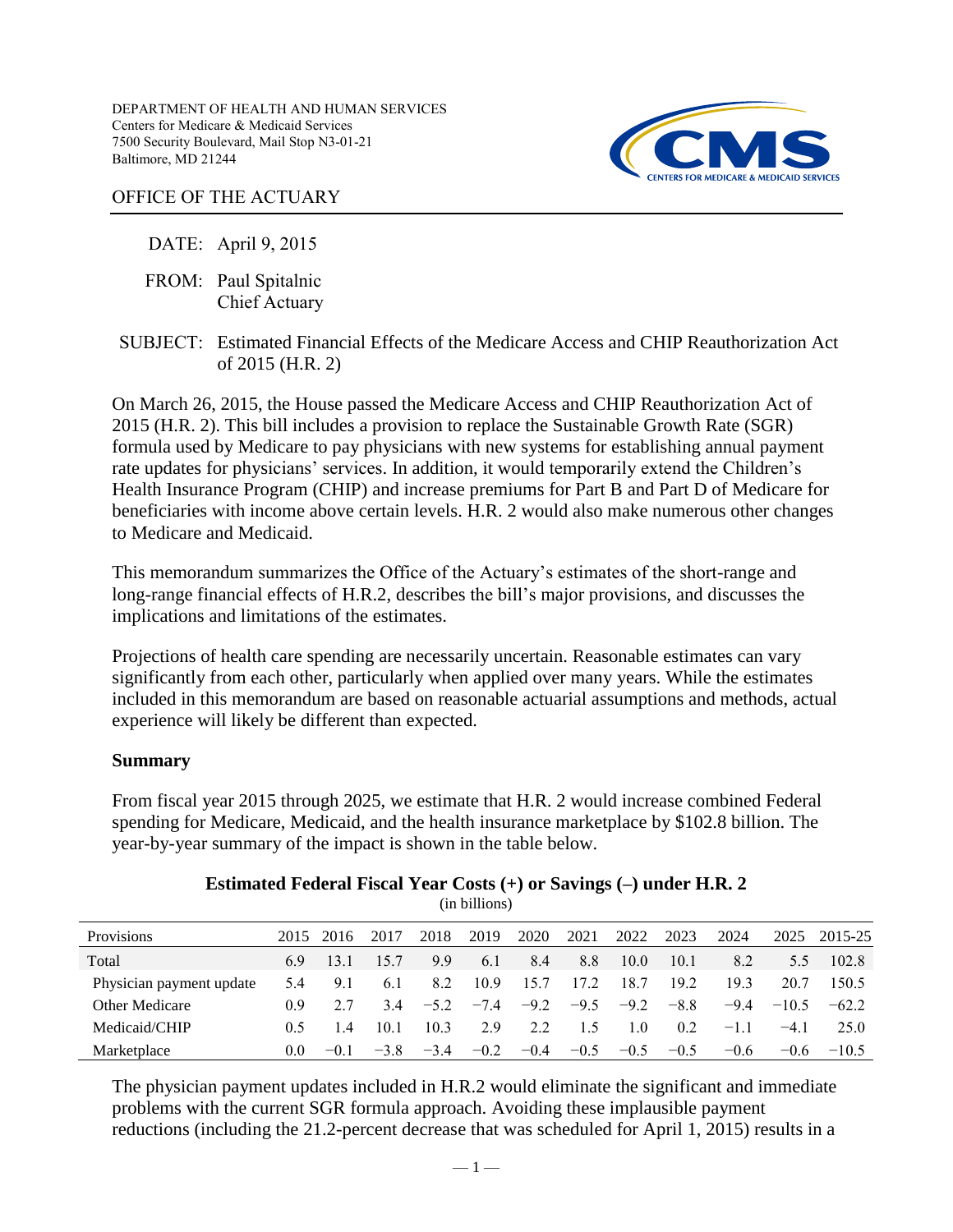DEPARTMENT OF HEALTH AND HUMAN SERVICES
Centers for Medicare & Medicaid Services
7500 Security Boulevard, Mail Stop N3-01-21
Baltimore, MD 21244

OFFICE OF THE ACTUARY

DATE: April 9, 2015

FROM: Paul Spitalnic
Chief Actuary

SUBJECT: Estimated Financial Effects of the Medicare Access and CHIP Reauthorization Act of 2015 (H.R. 2)

On March 26, 2015, the House passed the Medicare Access and CHIP Reauthorization Act of 2015 (H.R. 2). This bill includes a provision to replace the Sustainable Growth Rate (SGR) formula used by Medicare to pay physicians with new systems for establishing annual payment rate updates for physicians' services. In addition, it would temporarily extend the Children's Health Insurance Program (CHIP) and increase premiums for Part B and Part D of Medicare for beneficiaries with income above certain levels. H.R. 2 would also make numerous other changes to Medicare and Medicaid.

This memorandum summarizes the Office of the Actuary's estimates of the short-range and long-range financial effects of H.R.2, describes the bill's major provisions, and discusses the implications and limitations of the estimates.

Projections of health care spending are necessarily uncertain. Reasonable estimates can vary significantly from each other, particularly when applied over many years. While the estimates included in this memorandum are based on reasonable actuarial assumptions and methods, actual experience will likely be different than expected.

**Summary**

From fiscal year 2015 through 2025, we estimate that H.R. 2 would increase combined Federal spending for Medicare, Medicaid, and the health insurance marketplace by $102.8 billion. The year-by-year summary of the impact is shown in the table below.

**Estimated Federal Fiscal Year Costs (+) or Savings (–) under H.R. 2**
(in billions)

| Provisions | 2015 | 2016 | 2017 | 2018 | 2019 | 2020 | 2021 | 2022 | 2023 | 2024 | 2025 | 2015-25 |
|---|---|---|---|---|---|---|---|---|---|---|---|---|
| Total | 6.9 | 13.1 | 15.7 | 9.9 | 6.1 | 8.4 | 8.8 | 10.0 | 10.1 | 8.2 | 5.5 | 102.8 |
| Physician payment update | 5.4 | 9.1 | 6.1 | 8.2 | 10.9 | 15.7 | 17.2 | 18.7 | 19.2 | 19.3 | 20.7 | 150.5 |
| Other Medicare | 0.9 | 2.7 | 3.4 | −5.2 | −7.4 | −9.2 | −9.5 | −9.2 | −8.8 | −9.4 | −10.5 | −62.2 |
| Medicaid/CHIP | 0.5 | 1.4 | 10.1 | 10.3 | 2.9 | 2.2 | 1.5 | 1.0 | 0.2 | −1.1 | −4.1 | 25.0 |
| Marketplace | 0.0 | −0.1 | −3.8 | −3.4 | −0.2 | −0.4 | −0.5 | −0.5 | −0.5 | −0.6 | −0.6 | −10.5 |

The physician payment updates included in H.R.2 would eliminate the significant and immediate problems with the current SGR formula approach. Avoiding these implausible payment reductions (including the 21.2-percent decrease that was scheduled for April 1, 2015) results in a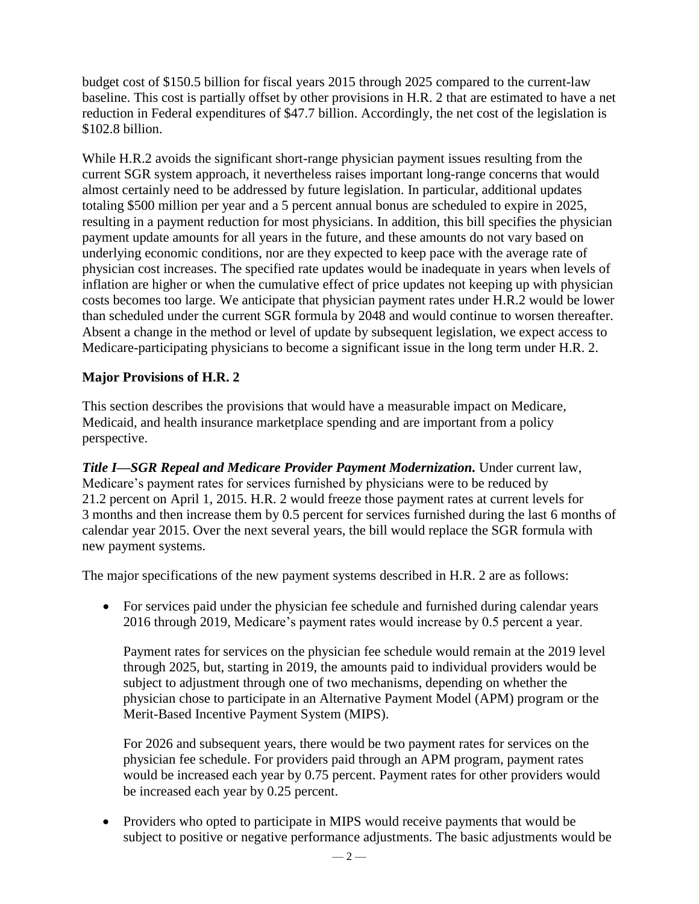budget cost of $150.5 billion for fiscal years 2015 through 2025 compared to the current-law baseline. This cost is partially offset by other provisions in H.R. 2 that are estimated to have a net reduction in Federal expenditures of $47.7 billion. Accordingly, the net cost of the legislation is $102.8 billion.

While H.R.2 avoids the significant short-range physician payment issues resulting from the current SGR system approach, it nevertheless raises important long-range concerns that would almost certainly need to be addressed by future legislation. In particular, additional updates totaling $500 million per year and a 5 percent annual bonus are scheduled to expire in 2025, resulting in a payment reduction for most physicians. In addition, this bill specifies the physician payment update amounts for all years in the future, and these amounts do not vary based on underlying economic conditions, nor are they expected to keep pace with the average rate of physician cost increases. The specified rate updates would be inadequate in years when levels of inflation are higher or when the cumulative effect of price updates not keeping up with physician costs becomes too large. We anticipate that physician payment rates under H.R.2 would be lower than scheduled under the current SGR formula by 2048 and would continue to worsen thereafter. Absent a change in the method or level of update by subsequent legislation, we expect access to Medicare-participating physicians to become a significant issue in the long term under H.R. 2.

**Major Provisions of H.R. 2**

This section describes the provisions that would have a measurable impact on Medicare, Medicaid, and health insurance marketplace spending and are important from a policy perspective.

***Title I—SGR Repeal and Medicare Provider Payment Modernization.*** Under current law, Medicare's payment rates for services furnished by physicians were to be reduced by 21.2 percent on April 1, 2015. H.R. 2 would freeze those payment rates at current levels for 3 months and then increase them by 0.5 percent for services furnished during the last 6 months of calendar year 2015. Over the next several years, the bill would replace the SGR formula with new payment systems.

The major specifications of the new payment systems described in H.R. 2 are as follows:

- For services paid under the physician fee schedule and furnished during calendar years 2016 through 2019, Medicare's payment rates would increase by 0.5 percent a year.

  Payment rates for services on the physician fee schedule would remain at the 2019 level through 2025, but, starting in 2019, the amounts paid to individual providers would be subject to adjustment through one of two mechanisms, depending on whether the physician chose to participate in an Alternative Payment Model (APM) program or the Merit-Based Incentive Payment System (MIPS).

  For 2026 and subsequent years, there would be two payment rates for services on the physician fee schedule. For providers paid through an APM program, payment rates would be increased each year by 0.75 percent. Payment rates for other providers would be increased each year by 0.25 percent.

- Providers who opted to participate in MIPS would receive payments that would be subject to positive or negative performance adjustments. The basic adjustments would be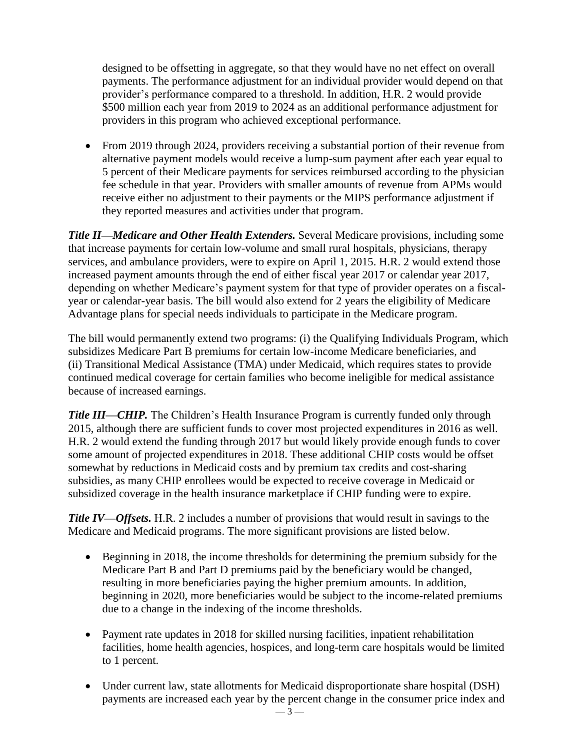designed to be offsetting in aggregate, so that they would have no net effect on overall payments. The performance adjustment for an individual provider would depend on that provider's performance compared to a threshold. In addition, H.R. 2 would provide $500 million each year from 2019 to 2024 as an additional performance adjustment for providers in this program who achieved exceptional performance.

- From 2019 through 2024, providers receiving a substantial portion of their revenue from alternative payment models would receive a lump-sum payment after each year equal to 5 percent of their Medicare payments for services reimbursed according to the physician fee schedule in that year. Providers with smaller amounts of revenue from APMs would receive either no adjustment to their payments or the MIPS performance adjustment if they reported measures and activities under that program.

***Title II—Medicare and Other Health Extenders.*** Several Medicare provisions, including some that increase payments for certain low-volume and small rural hospitals, physicians, therapy services, and ambulance providers, were to expire on April 1, 2015. H.R. 2 would extend those increased payment amounts through the end of either fiscal year 2017 or calendar year 2017, depending on whether Medicare's payment system for that type of provider operates on a fiscal-year or calendar-year basis. The bill would also extend for 2 years the eligibility of Medicare Advantage plans for special needs individuals to participate in the Medicare program.

The bill would permanently extend two programs: (i) the Qualifying Individuals Program, which subsidizes Medicare Part B premiums for certain low-income Medicare beneficiaries, and (ii) Transitional Medical Assistance (TMA) under Medicaid, which requires states to provide continued medical coverage for certain families who become ineligible for medical assistance because of increased earnings.

***Title III—CHIP.*** The Children's Health Insurance Program is currently funded only through 2015, although there are sufficient funds to cover most projected expenditures in 2016 as well. H.R. 2 would extend the funding through 2017 but would likely provide enough funds to cover some amount of projected expenditures in 2018. These additional CHIP costs would be offset somewhat by reductions in Medicaid costs and by premium tax credits and cost-sharing subsidies, as many CHIP enrollees would be expected to receive coverage in Medicaid or subsidized coverage in the health insurance marketplace if CHIP funding were to expire.

***Title IV—Offsets.*** H.R. 2 includes a number of provisions that would result in savings to the Medicare and Medicaid programs. The more significant provisions are listed below.

- Beginning in 2018, the income thresholds for determining the premium subsidy for the Medicare Part B and Part D premiums paid by the beneficiary would be changed, resulting in more beneficiaries paying the higher premium amounts. In addition, beginning in 2020, more beneficiaries would be subject to the income-related premiums due to a change in the indexing of the income thresholds.

- Payment rate updates in 2018 for skilled nursing facilities, inpatient rehabilitation facilities, home health agencies, hospices, and long-term care hospitals would be limited to 1 percent.

- Under current law, state allotments for Medicaid disproportionate share hospital (DSH) payments are increased each year by the percent change in the consumer price index and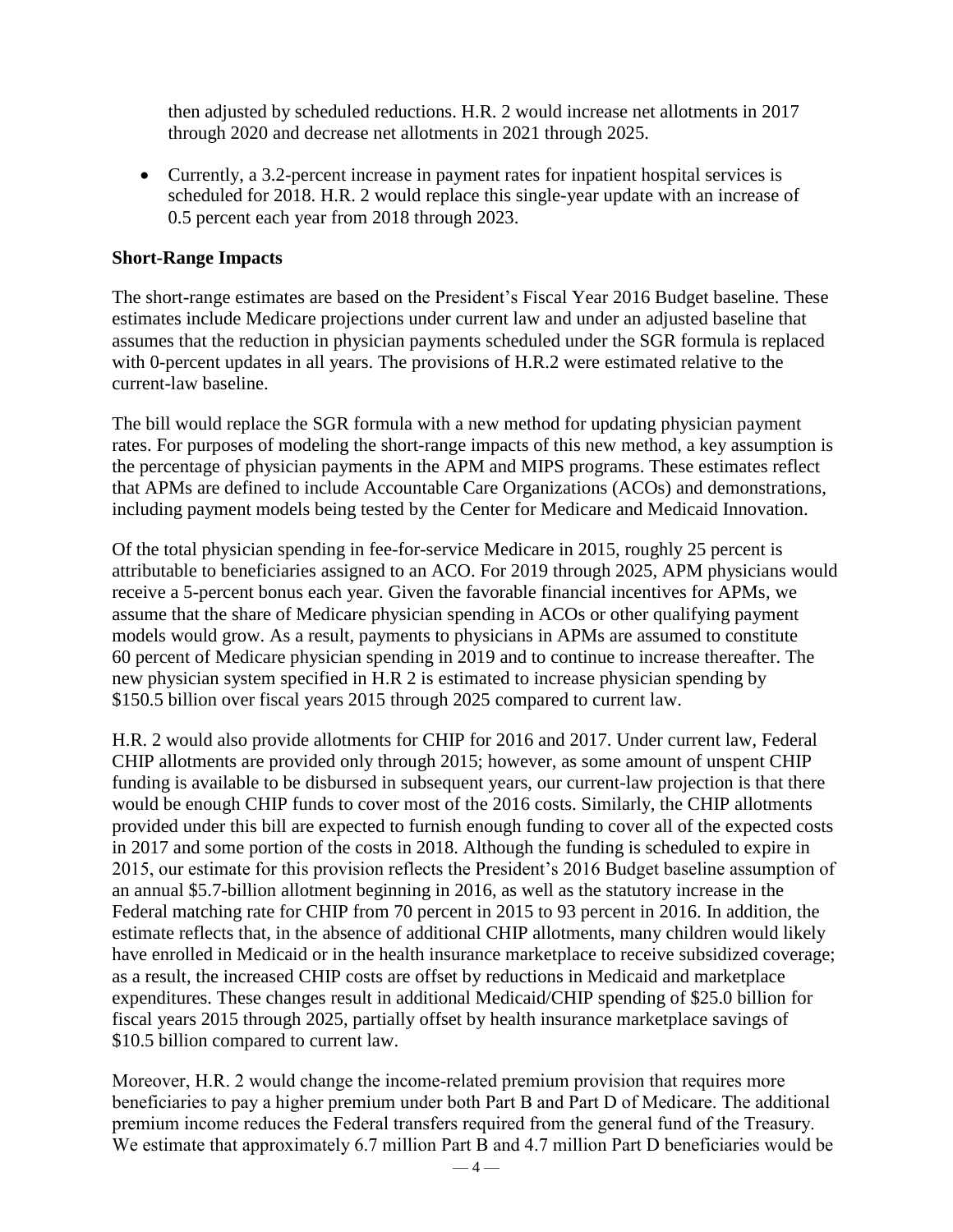then adjusted by scheduled reductions. H.R. 2 would increase net allotments in 2017 through 2020 and decrease net allotments in 2021 through 2025.

- Currently, a 3.2-percent increase in payment rates for inpatient hospital services is scheduled for 2018. H.R. 2 would replace this single-year update with an increase of 0.5 percent each year from 2018 through 2023.

**Short-Range Impacts**

The short-range estimates are based on the President's Fiscal Year 2016 Budget baseline. These estimates include Medicare projections under current law and under an adjusted baseline that assumes that the reduction in physician payments scheduled under the SGR formula is replaced with 0-percent updates in all years. The provisions of H.R.2 were estimated relative to the current-law baseline.

The bill would replace the SGR formula with a new method for updating physician payment rates. For purposes of modeling the short-range impacts of this new method, a key assumption is the percentage of physician payments in the APM and MIPS programs. These estimates reflect that APMs are defined to include Accountable Care Organizations (ACOs) and demonstrations, including payment models being tested by the Center for Medicare and Medicaid Innovation.

Of the total physician spending in fee-for-service Medicare in 2015, roughly 25 percent is attributable to beneficiaries assigned to an ACO. For 2019 through 2025, APM physicians would receive a 5-percent bonus each year. Given the favorable financial incentives for APMs, we assume that the share of Medicare physician spending in ACOs or other qualifying payment models would grow. As a result, payments to physicians in APMs are assumed to constitute 60 percent of Medicare physician spending in 2019 and to continue to increase thereafter. The new physician system specified in H.R 2 is estimated to increase physician spending by $150.5 billion over fiscal years 2015 through 2025 compared to current law.

H.R. 2 would also provide allotments for CHIP for 2016 and 2017. Under current law, Federal CHIP allotments are provided only through 2015; however, as some amount of unspent CHIP funding is available to be disbursed in subsequent years, our current-law projection is that there would be enough CHIP funds to cover most of the 2016 costs. Similarly, the CHIP allotments provided under this bill are expected to furnish enough funding to cover all of the expected costs in 2017 and some portion of the costs in 2018. Although the funding is scheduled to expire in 2015, our estimate for this provision reflects the President's 2016 Budget baseline assumption of an annual $5.7-billion allotment beginning in 2016, as well as the statutory increase in the Federal matching rate for CHIP from 70 percent in 2015 to 93 percent in 2016. In addition, the estimate reflects that, in the absence of additional CHIP allotments, many children would likely have enrolled in Medicaid or in the health insurance marketplace to receive subsidized coverage; as a result, the increased CHIP costs are offset by reductions in Medicaid and marketplace expenditures. These changes result in additional Medicaid/CHIP spending of $25.0 billion for fiscal years 2015 through 2025, partially offset by health insurance marketplace savings of $10.5 billion compared to current law.

Moreover, H.R. 2 would change the income-related premium provision that requires more beneficiaries to pay a higher premium under both Part B and Part D of Medicare. The additional premium income reduces the Federal transfers required from the general fund of the Treasury. We estimate that approximately 6.7 million Part B and 4.7 million Part D beneficiaries would be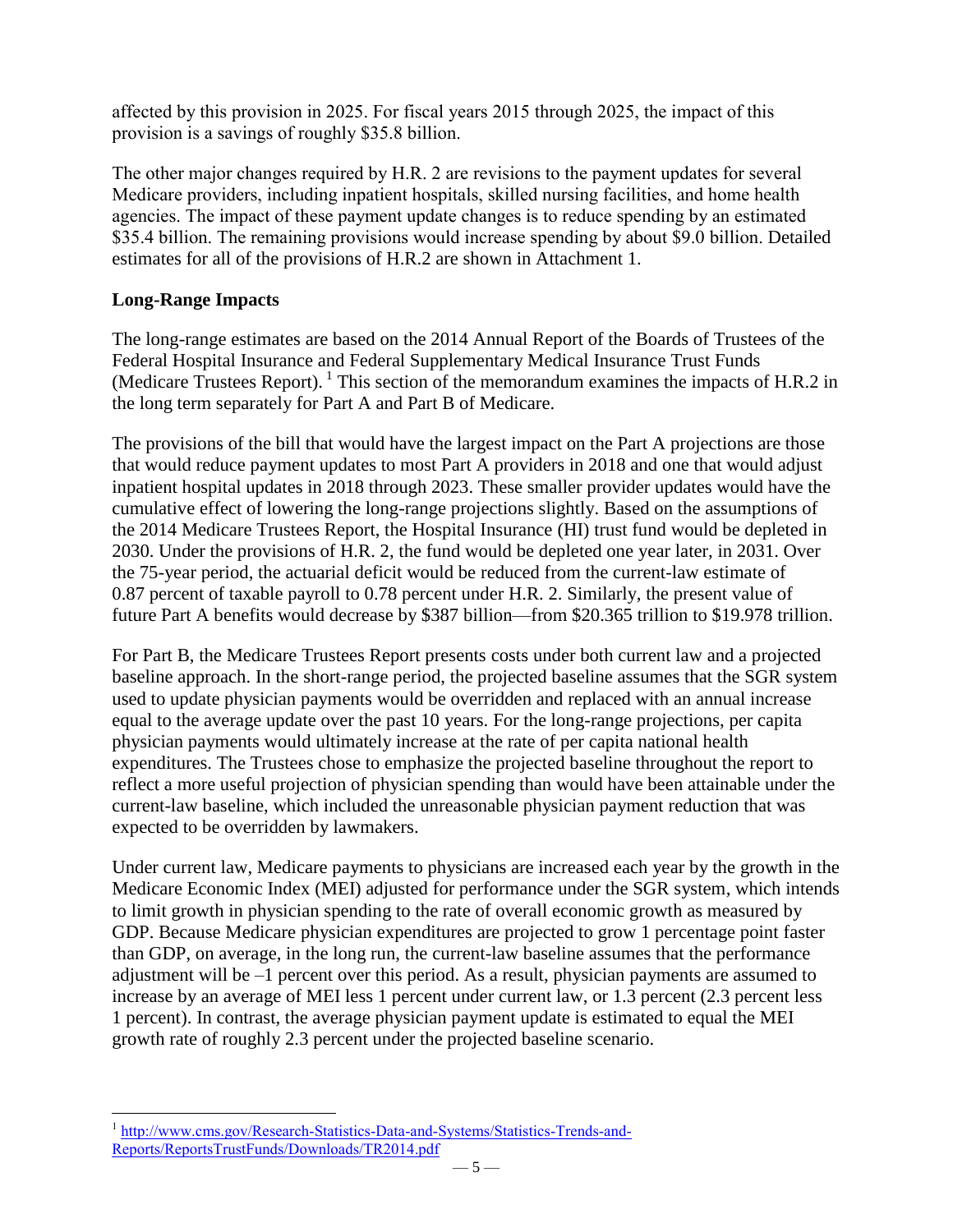affected by this provision in 2025. For fiscal years 2015 through 2025, the impact of this provision is a savings of roughly $35.8 billion.

The other major changes required by H.R. 2 are revisions to the payment updates for several Medicare providers, including inpatient hospitals, skilled nursing facilities, and home health agencies. The impact of these payment update changes is to reduce spending by an estimated $35.4 billion. The remaining provisions would increase spending by about $9.0 billion. Detailed estimates for all of the provisions of H.R.2 are shown in Attachment 1.

**Long-Range Impacts**

The long-range estimates are based on the 2014 Annual Report of the Boards of Trustees of the Federal Hospital Insurance and Federal Supplementary Medical Insurance Trust Funds (Medicare Trustees Report).[1] This section of the memorandum examines the impacts of H.R.2 in the long term separately for Part A and Part B of Medicare.

The provisions of the bill that would have the largest impact on the Part A projections are those that would reduce payment updates to most Part A providers in 2018 and one that would adjust inpatient hospital updates in 2018 through 2023. These smaller provider updates would have the cumulative effect of lowering the long-range projections slightly. Based on the assumptions of the 2014 Medicare Trustees Report, the Hospital Insurance (HI) trust fund would be depleted in 2030. Under the provisions of H.R. 2, the fund would be depleted one year later, in 2031. Over the 75-year period, the actuarial deficit would be reduced from the current-law estimate of 0.87 percent of taxable payroll to 0.78 percent under H.R. 2. Similarly, the present value of future Part A benefits would decrease by $387 billion—from $20.365 trillion to $19.978 trillion.

For Part B, the Medicare Trustees Report presents costs under both current law and a projected baseline approach. In the short-range period, the projected baseline assumes that the SGR system used to update physician payments would be overridden and replaced with an annual increase equal to the average update over the past 10 years. For the long-range projections, per capita physician payments would ultimately increase at the rate of per capita national health expenditures. The Trustees chose to emphasize the projected baseline throughout the report to reflect a more useful projection of physician spending than would have been attainable under the current-law baseline, which included the unreasonable physician payment reduction that was expected to be overridden by lawmakers.

Under current law, Medicare payments to physicians are increased each year by the growth in the Medicare Economic Index (MEI) adjusted for performance under the SGR system, which intends to limit growth in physician spending to the rate of overall economic growth as measured by GDP. Because Medicare physician expenditures are projected to grow 1 percentage point faster than GDP, on average, in the long run, the current-law baseline assumes that the performance adjustment will be –1 percent over this period. As a result, physician payments are assumed to increase by an average of MEI less 1 percent under current law, or 1.3 percent (2.3 percent less 1 percent). In contrast, the average physician payment update is estimated to equal the MEI growth rate of roughly 2.3 percent under the projected baseline scenario.

---

[1] http://www.cms.gov/Research-Statistics-Data-and-Systems/Statistics-Trends-and-Reports/ReportsTrustFunds/Downloads/TR2014.pdf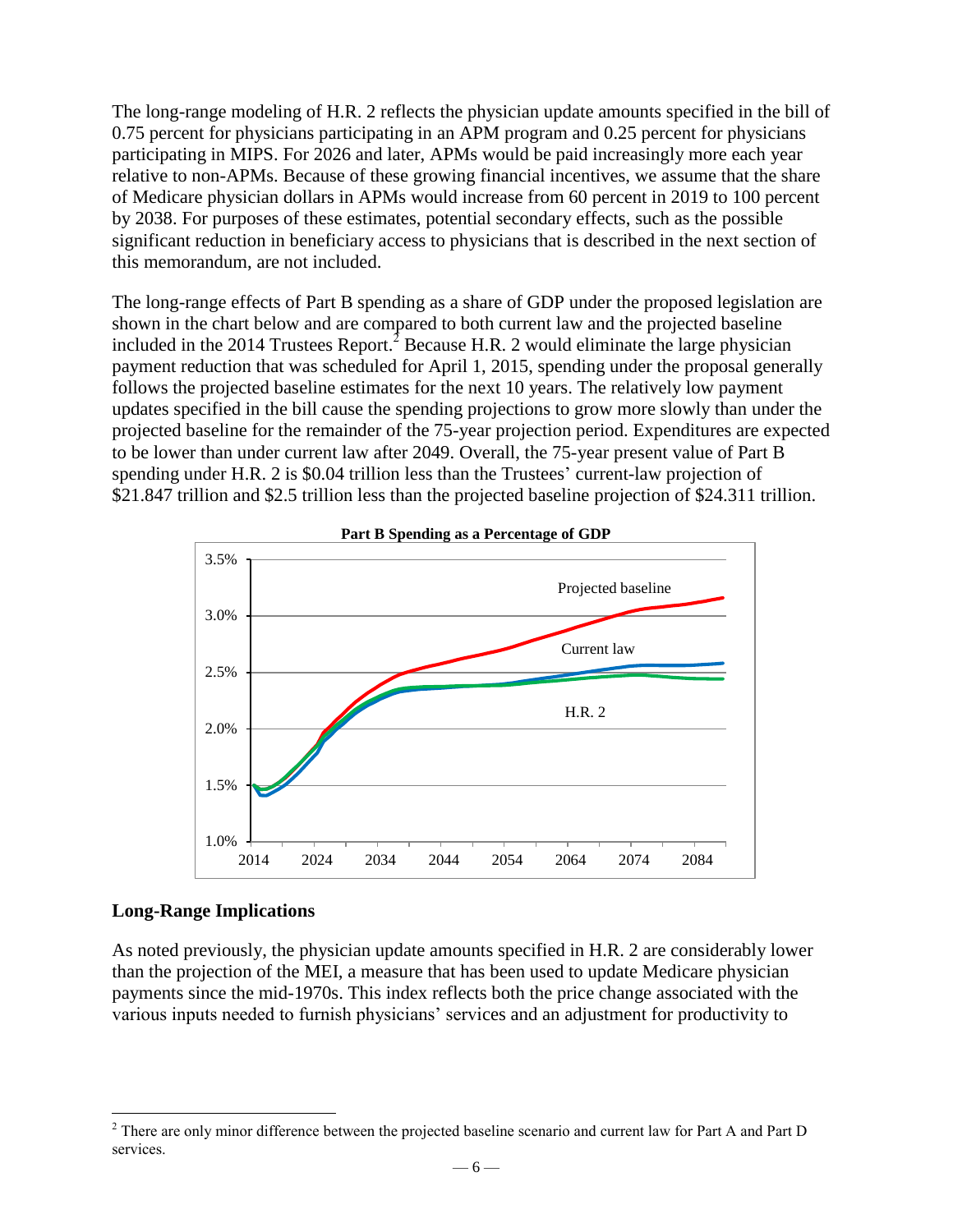The long-range modeling of H.R. 2 reflects the physician update amounts specified in the bill of 0.75 percent for physicians participating in an APM program and 0.25 percent for physicians participating in MIPS. For 2026 and later, APMs would be paid increasingly more each year relative to non-APMs. Because of these growing financial incentives, we assume that the share of Medicare physician dollars in APMs would increase from 60 percent in 2019 to 100 percent by 2038. For purposes of these estimates, potential secondary effects, such as the possible significant reduction in beneficiary access to physicians that is described in the next section of this memorandum, are not included.

The long-range effects of Part B spending as a share of GDP under the proposed legislation are shown in the chart below and are compared to both current law and the projected baseline included in the 2014 Trustees Report.[2] Because H.R. 2 would eliminate the large physician payment reduction that was scheduled for April 1, 2015, spending under the proposal generally follows the projected baseline estimates for the next 10 years. The relatively low payment updates specified in the bill cause the spending projections to grow more slowly than under the projected baseline for the remainder of the 75-year projection period. Expenditures are expected to be lower than under current law after 2049. Overall, the 75-year present value of Part B spending under H.R. 2 is $0.04 trillion less than the Trustees' current-law projection of $21.847 trillion and $2.5 trillion less than the projected baseline projection of $24.311 trillion.

**Part B Spending as a Percentage of GDP**

## Long-Range Implications

As noted previously, the physician update amounts specified in H.R. 2 are considerably lower than the projection of the MEI, a measure that has been used to update Medicare physician payments since the mid-1970s. This index reflects both the price change associated with the various inputs needed to furnish physicians' services and an adjustment for productivity to

[2] There are only minor difference between the projected baseline scenario and current law for Part A and Part D services.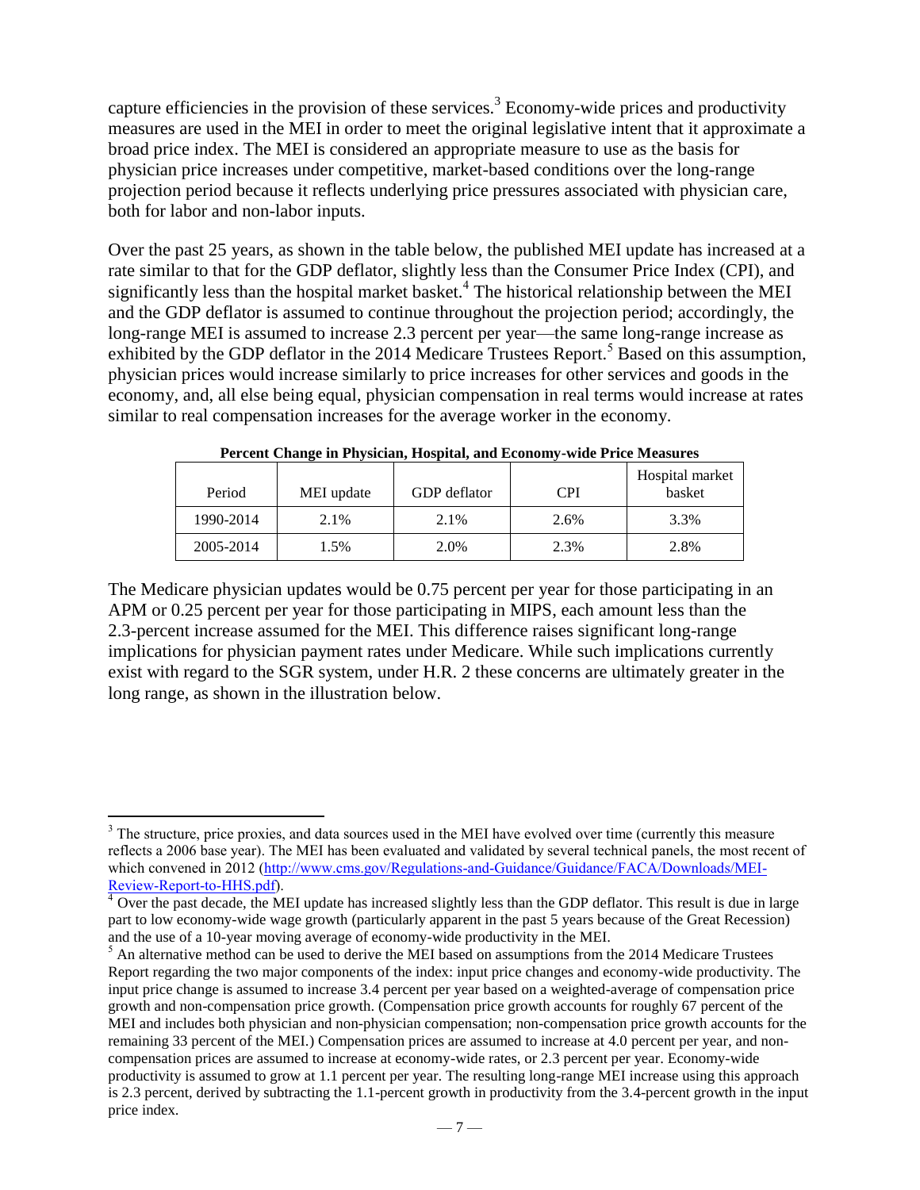capture efficiencies in the provision of these services.[3] Economy-wide prices and productivity measures are used in the MEI in order to meet the original legislative intent that it approximate a broad price index. The MEI is considered an appropriate measure to use as the basis for physician price increases under competitive, market-based conditions over the long-range projection period because it reflects underlying price pressures associated with physician care, both for labor and non-labor inputs.

Over the past 25 years, as shown in the table below, the published MEI update has increased at a rate similar to that for the GDP deflator, slightly less than the Consumer Price Index (CPI), and significantly less than the hospital market basket.[4] The historical relationship between the MEI and the GDP deflator is assumed to continue throughout the projection period; accordingly, the long-range MEI is assumed to increase 2.3 percent per year—the same long-range increase as exhibited by the GDP deflator in the 2014 Medicare Trustees Report.[5] Based on this assumption, physician prices would increase similarly to price increases for other services and goods in the economy, and, all else being equal, physician compensation in real terms would increase at rates similar to real compensation increases for the average worker in the economy.

**Percent Change in Physician, Hospital, and Economy-wide Price Measures**

| Period | MEI update | GDP deflator | CPI | Hospital market basket |
|---|---|---|---|---|
| 1990-2014 | 2.1% | 2.1% | 2.6% | 3.3% |
| 2005-2014 | 1.5% | 2.0% | 2.3% | 2.8% |

The Medicare physician updates would be 0.75 percent per year for those participating in an APM or 0.25 percent per year for those participating in MIPS, each amount less than the 2.3-percent increase assumed for the MEI. This difference raises significant long-range implications for physician payment rates under Medicare. While such implications currently exist with regard to the SGR system, under H.R. 2 these concerns are ultimately greater in the long range, as shown in the illustration below.

---

[3] The structure, price proxies, and data sources used in the MEI have evolved over time (currently this measure reflects a 2006 base year). The MEI has been evaluated and validated by several technical panels, the most recent of which convened in 2012 (http://www.cms.gov/Regulations-and-Guidance/Guidance/FACA/Downloads/MEI-Review-Report-to-HHS.pdf).

[4] Over the past decade, the MEI update has increased slightly less than the GDP deflator. This result is due in large part to low economy-wide wage growth (particularly apparent in the past 5 years because of the Great Recession) and the use of a 10-year moving average of economy-wide productivity in the MEI.

[5] An alternative method can be used to derive the MEI based on assumptions from the 2014 Medicare Trustees Report regarding the two major components of the index: input price changes and economy-wide productivity. The input price change is assumed to increase 3.4 percent per year based on a weighted-average of compensation price growth and non-compensation price growth. (Compensation price growth accounts for roughly 67 percent of the MEI and includes both physician and non-physician compensation; non-compensation price growth accounts for the remaining 33 percent of the MEI.) Compensation prices are assumed to increase at 4.0 percent per year, and non-compensation prices are assumed to increase at economy-wide rates, or 2.3 percent per year. Economy-wide productivity is assumed to grow at 1.1 percent per year. The resulting long-range MEI increase using this approach is 2.3 percent, derived by subtracting the 1.1-percent growth in productivity from the 3.4-percent growth in the input price index.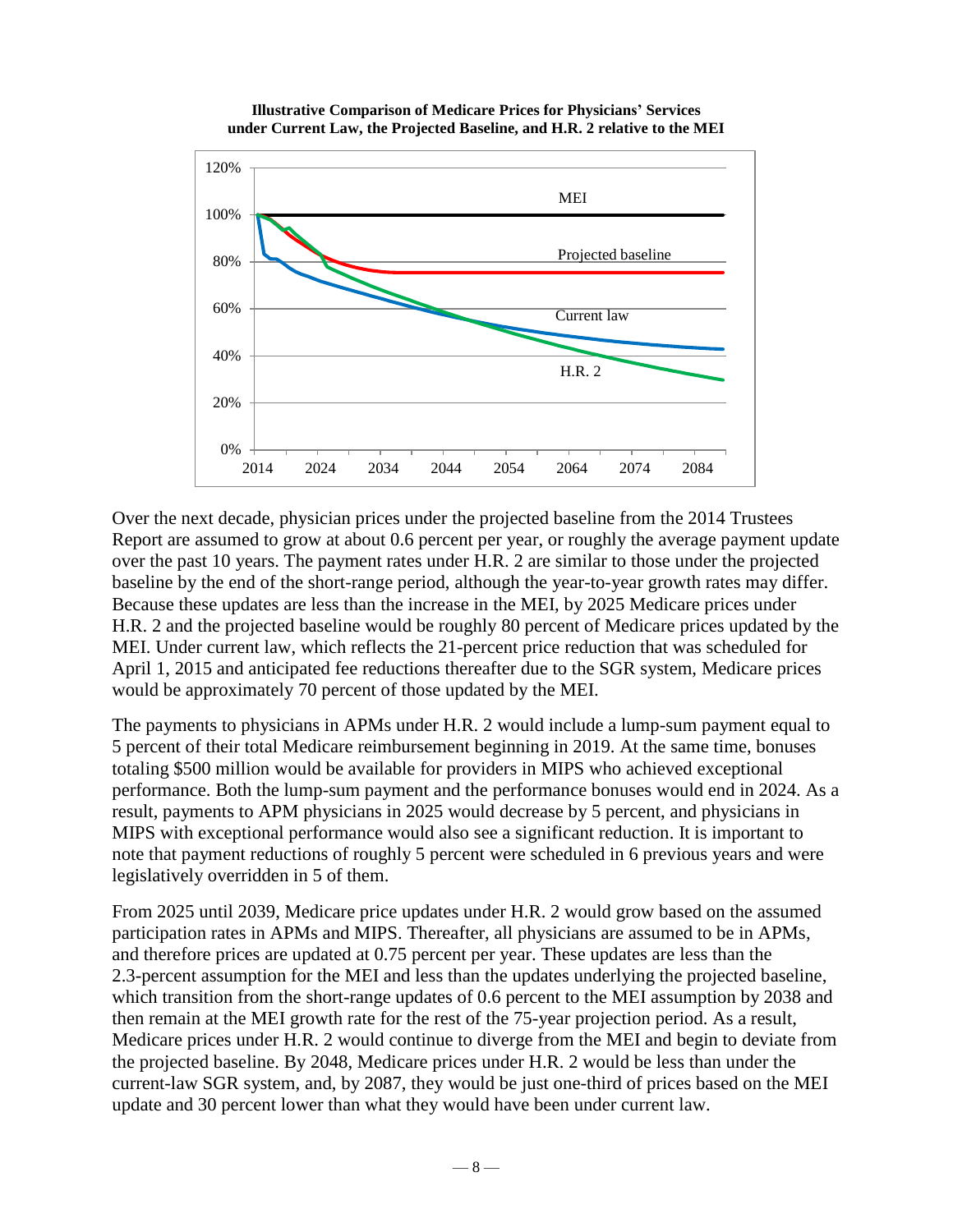**Illustrative Comparison of Medicare Prices for Physicians' Services under Current Law, the Projected Baseline, and H.R. 2 relative to the MEI**

Over the next decade, physician prices under the projected baseline from the 2014 Trustees Report are assumed to grow at about 0.6 percent per year, or roughly the average payment update over the past 10 years. The payment rates under H.R. 2 are similar to those under the projected baseline by the end of the short-range period, although the year-to-year growth rates may differ. Because these updates are less than the increase in the MEI, by 2025 Medicare prices under H.R. 2 and the projected baseline would be roughly 80 percent of Medicare prices updated by the MEI. Under current law, which reflects the 21-percent price reduction that was scheduled for April 1, 2015 and anticipated fee reductions thereafter due to the SGR system, Medicare prices would be approximately 70 percent of those updated by the MEI.

The payments to physicians in APMs under H.R. 2 would include a lump-sum payment equal to 5 percent of their total Medicare reimbursement beginning in 2019. At the same time, bonuses totaling $500 million would be available for providers in MIPS who achieved exceptional performance. Both the lump-sum payment and the performance bonuses would end in 2024. As a result, payments to APM physicians in 2025 would decrease by 5 percent, and physicians in MIPS with exceptional performance would also see a significant reduction. It is important to note that payment reductions of roughly 5 percent were scheduled in 6 previous years and were legislatively overridden in 5 of them.

From 2025 until 2039, Medicare price updates under H.R. 2 would grow based on the assumed participation rates in APMs and MIPS. Thereafter, all physicians are assumed to be in APMs, and therefore prices are updated at 0.75 percent per year. These updates are less than the 2.3-percent assumption for the MEI and less than the updates underlying the projected baseline, which transition from the short-range updates of 0.6 percent to the MEI assumption by 2038 and then remain at the MEI growth rate for the rest of the 75-year projection period. As a result, Medicare prices under H.R. 2 would continue to diverge from the MEI and begin to deviate from the projected baseline. By 2048, Medicare prices under H.R. 2 would be less than under the current-law SGR system, and, by 2087, they would be just one-third of prices based on the MEI update and 30 percent lower than what they would have been under current law.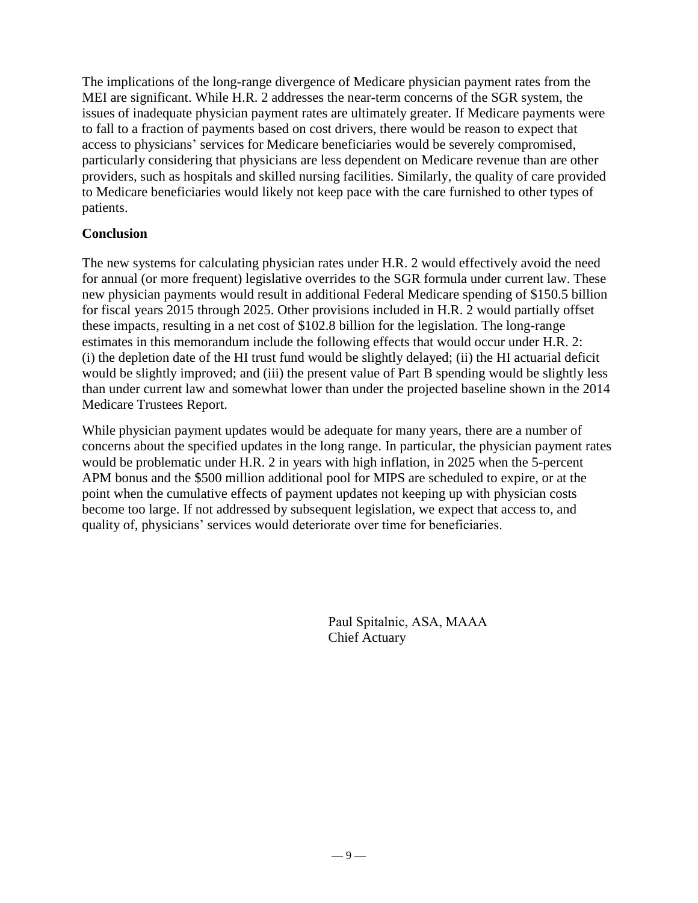The implications of the long-range divergence of Medicare physician payment rates from the MEI are significant. While H.R. 2 addresses the near-term concerns of the SGR system, the issues of inadequate physician payment rates are ultimately greater. If Medicare payments were to fall to a fraction of payments based on cost drivers, there would be reason to expect that access to physicians' services for Medicare beneficiaries would be severely compromised, particularly considering that physicians are less dependent on Medicare revenue than are other providers, such as hospitals and skilled nursing facilities. Similarly, the quality of care provided to Medicare beneficiaries would likely not keep pace with the care furnished to other types of patients.

## Conclusion

The new systems for calculating physician rates under H.R. 2 would effectively avoid the need for annual (or more frequent) legislative overrides to the SGR formula under current law. These new physician payments would result in additional Federal Medicare spending of $150.5 billion for fiscal years 2015 through 2025. Other provisions included in H.R. 2 would partially offset these impacts, resulting in a net cost of $102.8 billion for the legislation. The long-range estimates in this memorandum include the following effects that would occur under H.R. 2: (i) the depletion date of the HI trust fund would be slightly delayed; (ii) the HI actuarial deficit would be slightly improved; and (iii) the present value of Part B spending would be slightly less than under current law and somewhat lower than under the projected baseline shown in the 2014 Medicare Trustees Report.

While physician payment updates would be adequate for many years, there are a number of concerns about the specified updates in the long range. In particular, the physician payment rates would be problematic under H.R. 2 in years with high inflation, in 2025 when the 5-percent APM bonus and the $500 million additional pool for MIPS are scheduled to expire, or at the point when the cumulative effects of payment updates not keeping up with physician costs become too large. If not addressed by subsequent legislation, we expect that access to, and quality of, physicians' services would deteriorate over time for beneficiaries.

Paul Spitalnic, ASA, MAAA
Chief Actuary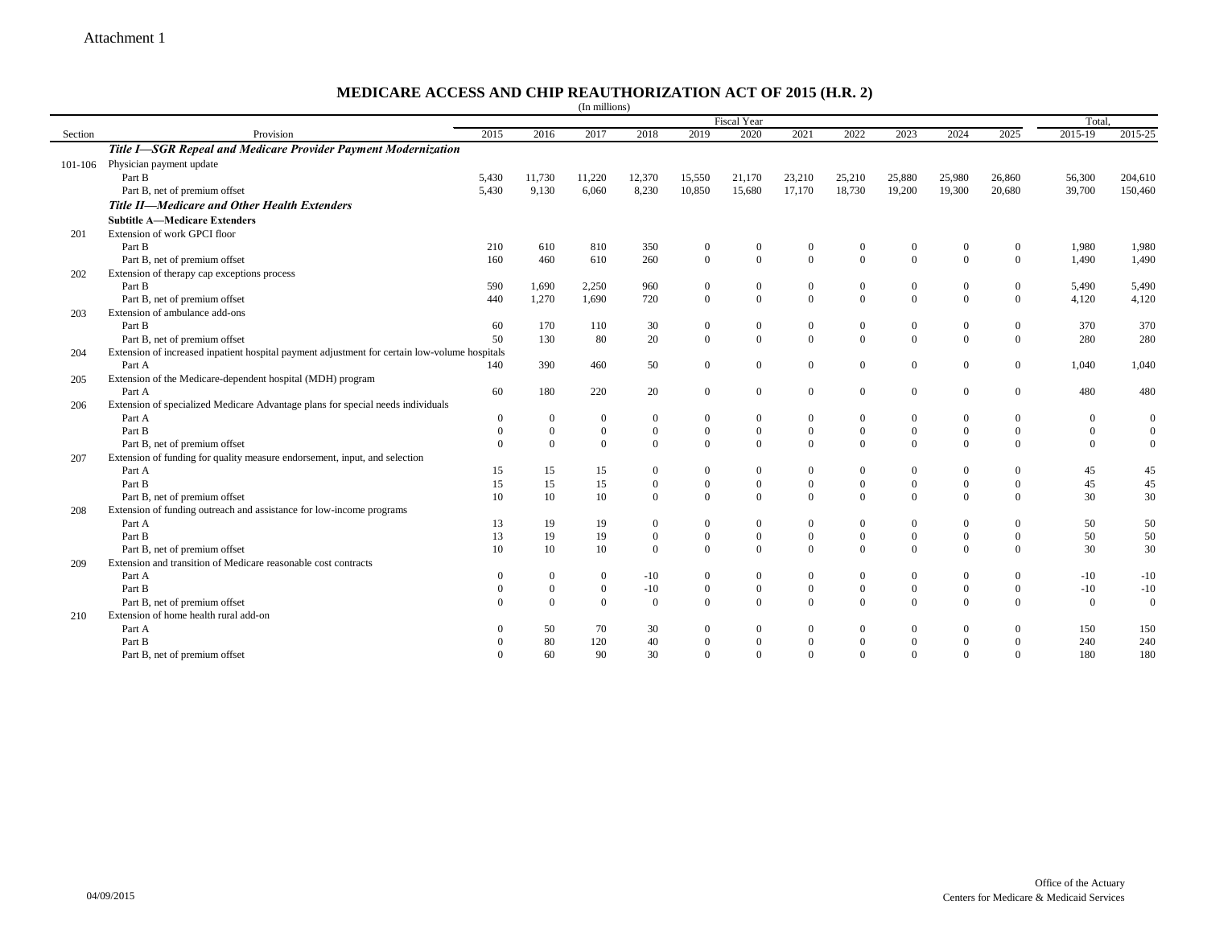Attachment 1

# MEDICARE ACCESS AND CHIP REAUTHORIZATION ACT OF 2015 (H.R. 2)

(In millions)

| Section | Provision | Fiscal Year | | | | | | | | | | | Total, | |
|---|---|---|---|---|---|---|---|---|---|---|---|---|---|---|
| | | 2015 | 2016 | 2017 | 2018 | 2019 | 2020 | 2021 | 2022 | 2023 | 2024 | 2025 | 2015-19 | 2015-25 |
| | ***Title I—SGR Repeal and Medicare Provider Payment Modernization*** | | | | | | | | | | | | | |
| 101-106 | Physician payment update | | | | | | | | | | | | | |
| | Part B | 5,430 | 11,730 | 11,220 | 12,370 | 15,550 | 21,170 | 23,210 | 25,210 | 25,880 | 25,980 | 26,860 | 56,300 | 204,610 |
| | Part B, net of premium offset | 5,430 | 9,130 | 6,060 | 8,230 | 10,850 | 15,680 | 17,170 | 18,730 | 19,200 | 19,300 | 20,680 | 39,700 | 150,460 |
| | ***Title II—Medicare and Other Health Extenders*** | | | | | | | | | | | | | |
| | **Subtitle A—Medicare Extenders** | | | | | | | | | | | | | |
| 201 | Extension of work GPCI floor | | | | | | | | | | | | | |
| | Part B | 210 | 610 | 810 | 350 | 0 | 0 | 0 | 0 | 0 | 0 | 0 | 1,980 | 1,980 |
| | Part B, net of premium offset | 160 | 460 | 610 | 260 | 0 | 0 | 0 | 0 | 0 | 0 | 0 | 1,490 | 1,490 |
| 202 | Extension of therapy cap exceptions process | | | | | | | | | | | | | |
| | Part B | 590 | 1,690 | 2,250 | 960 | 0 | 0 | 0 | 0 | 0 | 0 | 0 | 5,490 | 5,490 |
| | Part B, net of premium offset | 440 | 1,270 | 1,690 | 720 | 0 | 0 | 0 | 0 | 0 | 0 | 0 | 4,120 | 4,120 |
| 203 | Extension of ambulance add-ons | | | | | | | | | | | | | |
| | Part B | 60 | 170 | 110 | 30 | 0 | 0 | 0 | 0 | 0 | 0 | 0 | 370 | 370 |
| | Part B, net of premium offset | 50 | 130 | 80 | 20 | 0 | 0 | 0 | 0 | 0 | 0 | 0 | 280 | 280 |
| 204 | Extension of increased inpatient hospital payment adjustment for certain low-volume hospitals | | | | | | | | | | | | | |
| | Part A | 140 | 390 | 460 | 50 | 0 | 0 | 0 | 0 | 0 | 0 | 0 | 1,040 | 1,040 |
| 205 | Extension of the Medicare-dependent hospital (MDH) program | | | | | | | | | | | | | |
| | Part A | 60 | 180 | 220 | 20 | 0 | 0 | 0 | 0 | 0 | 0 | 0 | 480 | 480 |
| 206 | Extension of specialized Medicare Advantage plans for special needs individuals | | | | | | | | | | | | | |
| | Part A | 0 | 0 | 0 | 0 | 0 | 0 | 0 | 0 | 0 | 0 | 0 | 0 | 0 |
| | Part B | 0 | 0 | 0 | 0 | 0 | 0 | 0 | 0 | 0 | 0 | 0 | 0 | 0 |
| | Part B, net of premium offset | 0 | 0 | 0 | 0 | 0 | 0 | 0 | 0 | 0 | 0 | 0 | 0 | 0 |
| 207 | Extension of funding for quality measure endorsement, input, and selection | | | | | | | | | | | | | |
| | Part A | 15 | 15 | 15 | 0 | 0 | 0 | 0 | 0 | 0 | 0 | 0 | 45 | 45 |
| | Part B | 15 | 15 | 15 | 0 | 0 | 0 | 0 | 0 | 0 | 0 | 0 | 45 | 45 |
| | Part B, net of premium offset | 10 | 10 | 10 | 0 | 0 | 0 | 0 | 0 | 0 | 0 | 0 | 30 | 30 |
| 208 | Extension of funding outreach and assistance for low-income programs | | | | | | | | | | | | | |
| | Part A | 13 | 19 | 19 | 0 | 0 | 0 | 0 | 0 | 0 | 0 | 0 | 50 | 50 |
| | Part B | 13 | 19 | 19 | 0 | 0 | 0 | 0 | 0 | 0 | 0 | 0 | 50 | 50 |
| | Part B, net of premium offset | 10 | 10 | 10 | 0 | 0 | 0 | 0 | 0 | 0 | 0 | 0 | 30 | 30 |
| 209 | Extension and transition of Medicare reasonable cost contracts | | | | | | | | | | | | | |
| | Part A | 0 | 0 | 0 | -10 | 0 | 0 | 0 | 0 | 0 | 0 | 0 | -10 | -10 |
| | Part B | 0 | 0 | 0 | -10 | 0 | 0 | 0 | 0 | 0 | 0 | 0 | -10 | -10 |
| | Part B, net of premium offset | 0 | 0 | 0 | 0 | 0 | 0 | 0 | 0 | 0 | 0 | 0 | 0 | 0 |
| 210 | Extension of home health rural add-on | | | | | | | | | | | | | |
| | Part A | 0 | 50 | 70 | 30 | 0 | 0 | 0 | 0 | 0 | 0 | 0 | 150 | 150 |
| | Part B | 0 | 80 | 120 | 40 | 0 | 0 | 0 | 0 | 0 | 0 | 0 | 240 | 240 |
| | Part B, net of premium offset | 0 | 60 | 90 | 30 | 0 | 0 | 0 | 0 | 0 | 0 | 0 | 180 | 180 |

04/09/2015

Office of the Actuary
Centers for Medicare & Medicaid Services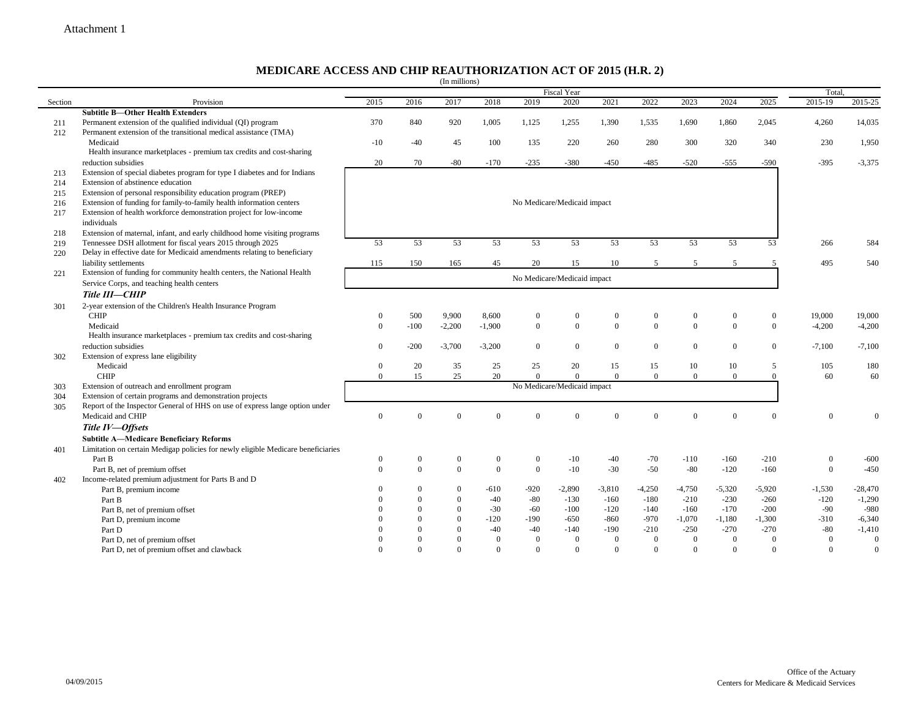Attachment 1

# MEDICARE ACCESS AND CHIP REAUTHORIZATION ACT OF 2015 (H.R. 2)

(In millions)

| Section | Provision | 2015 | 2016 | 2017 | 2018 | 2019 | 2020 | 2021 | 2022 | 2023 | 2024 | 2025 | Total, 2015-19 | Total, 2015-25 |
|---|---|---|---|---|---|---|---|---|---|---|---|---|---|---|
| | **Subtitle B—Other Health Extenders** | | | | | | | | | | | | | |
| 211 | Permanent extension of the qualified individual (QI) program | 370 | 840 | 920 | 1,005 | 1,125 | 1,255 | 1,390 | 1,535 | 1,690 | 1,860 | 2,045 | 4,260 | 14,035 |
| 212 | Permanent extension of the transitional medical assistance (TMA) | | | | | | | | | | | | | |
| | Medicaid | -10 | -40 | 45 | 100 | 135 | 220 | 260 | 280 | 300 | 320 | 340 | 230 | 1,950 |
| | Health insurance marketplaces - premium tax credits and cost-sharing reduction subsidies | 20 | 70 | -80 | -170 | -235 | -380 | -450 | -485 | -520 | -555 | -590 | -395 | -3,375 |
| 213 | Extension of special diabetes program for type I diabetes and for Indians | No Medicare/Medicaid impact | | | | | | | | | | | | |
| 214 | Extension of abstinence education | No Medicare/Medicaid impact | | | | | | | | | | | | |
| 215 | Extension of personal responsibility education program (PREP) | No Medicare/Medicaid impact | | | | | | | | | | | | |
| 216 | Extension of funding for family-to-family health information centers | No Medicare/Medicaid impact | | | | | | | | | | | | |
| 217 | Extension of health workforce demonstration project for low-income individuals | No Medicare/Medicaid impact | | | | | | | | | | | | |
| 218 | Extension of maternal, infant, and early childhood home visiting programs | No Medicare/Medicaid impact | | | | | | | | | | | | |
| 219 | Tennessee DSH allotment for fiscal years 2015 through 2025 | 53 | 53 | 53 | 53 | 53 | 53 | 53 | 53 | 53 | 53 | 53 | 266 | 584 |
| 220 | Delay in effective date for Medicaid amendments relating to beneficiary liability settlements | 115 | 150 | 165 | 45 | 20 | 15 | 10 | 5 | 5 | 5 | 5 | 495 | 540 |
| 221 | Extension of funding for community health centers, the National Health Service Corps, and teaching health centers | No Medicare/Medicaid impact | | | | | | | | | | | | |
| | ***Title III—CHIP*** | | | | | | | | | | | | | |
| 301 | 2-year extension of the Children's Health Insurance Program | | | | | | | | | | | | | |
| | CHIP | 0 | 500 | 9,900 | 8,600 | 0 | 0 | 0 | 0 | 0 | 0 | 0 | 19,000 | 19,000 |
| | Medicaid | 0 | -100 | -2,200 | -1,900 | 0 | 0 | 0 | 0 | 0 | 0 | 0 | -4,200 | -4,200 |
| | Health insurance marketplaces - premium tax credits and cost-sharing reduction subsidies | 0 | -200 | -3,700 | -3,200 | 0 | 0 | 0 | 0 | 0 | 0 | 0 | -7,100 | -7,100 |
| 302 | Extension of express lane eligibility | | | | | | | | | | | | | |
| | Medicaid | 0 | 20 | 35 | 25 | 25 | 20 | 15 | 15 | 10 | 10 | 5 | 105 | 180 |
| | CHIP | 0 | 15 | 25 | 20 | 0 | 0 | 0 | 0 | 0 | 0 | 0 | 60 | 60 |
| 303 | Extension of outreach and enrollment program | No Medicare/Medicaid impact | | | | | | | | | | | | |
| 304 | Extension of certain programs and demonstration projects | No Medicare/Medicaid impact | | | | | | | | | | | | |
| 305 | Report of the Inspector General of HHS on use of express lange option under Medicaid and CHIP | 0 | 0 | 0 | 0 | 0 | 0 | 0 | 0 | 0 | 0 | 0 | 0 | 0 |
| | ***Title IV—Offsets*** | | | | | | | | | | | | | |
| | **Subtitle A—Medicare Beneficiary Reforms** | | | | | | | | | | | | | |
| 401 | Limitation on certain Medigap policies for newly eligible Medicare beneficiaries | | | | | | | | | | | | | |
| | Part B | 0 | 0 | 0 | 0 | 0 | -10 | -40 | -70 | -110 | -160 | -210 | 0 | -600 |
| | Part B, net of premium offset | 0 | 0 | 0 | 0 | 0 | -10 | -30 | -50 | -80 | -120 | -160 | 0 | -450 |
| 402 | Income-related premium adjustment for Parts B and D | | | | | | | | | | | | | |
| | Part B, premium income | 0 | 0 | 0 | -610 | -920 | -2,890 | -3,810 | -4,250 | -4,750 | -5,320 | -5,920 | -1,530 | -28,470 |
| | Part B | 0 | 0 | 0 | -40 | -80 | -130 | -160 | -180 | -210 | -230 | -260 | -120 | -1,290 |
| | Part B, net of premium offset | 0 | 0 | 0 | -30 | -60 | -100 | -120 | -140 | -160 | -170 | -200 | -90 | -980 |
| | Part D, premium income | 0 | 0 | 0 | -120 | -190 | -650 | -860 | -970 | -1,070 | -1,180 | -1,300 | -310 | -6,340 |
| | Part D | 0 | 0 | 0 | -40 | -40 | -140 | -190 | -210 | -250 | -270 | -270 | -80 | -1,410 |
| | Part D, net of premium offset | 0 | 0 | 0 | 0 | 0 | 0 | 0 | 0 | 0 | 0 | 0 | 0 | 0 |
| | Part D, net of premium offset and clawback | 0 | 0 | 0 | 0 | 0 | 0 | 0 | 0 | 0 | 0 | 0 | 0 | 0 |

04/09/2015

Office of the Actuary
Centers for Medicare & Medicaid Services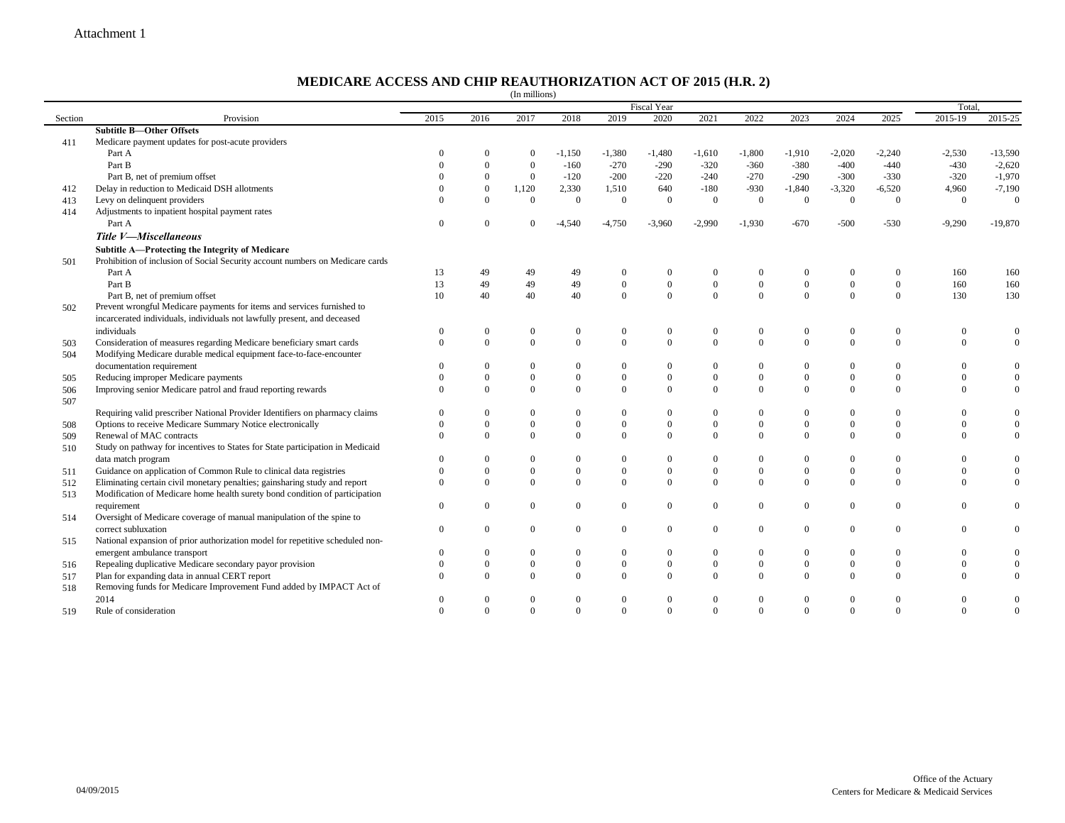Attachment 1

## MEDICARE ACCESS AND CHIP REAUTHORIZATION ACT OF 2015 (H.R. 2)

(In millions)

| Section | Provision | Fiscal Year | | | | | | | | | | | Total, | |
|---|---|---|---|---|---|---|---|---|---|---|---|---|---|---|
| | | 2015 | 2016 | 2017 | 2018 | 2019 | 2020 | 2021 | 2022 | 2023 | 2024 | 2025 | 2015-19 | 2015-25 |
| | **Subtitle B—Other Offsets** | | | | | | | | | | | | | |
| 411 | Medicare payment updates for post-acute providers | | | | | | | | | | | | | |
| | Part A | 0 | 0 | 0 | -1,150 | -1,380 | -1,480 | -1,610 | -1,800 | -1,910 | -2,020 | -2,240 | -2,530 | -13,590 |
| | Part B | 0 | 0 | 0 | -160 | -270 | -290 | -320 | -360 | -380 | -400 | -440 | -430 | -2,620 |
| | Part B, net of premium offset | 0 | 0 | 0 | -120 | -200 | -220 | -240 | -270 | -290 | -300 | -330 | -320 | -1,970 |
| 412 | Delay in reduction to Medicaid DSH allotments | 0 | 0 | 1,120 | 2,330 | 1,510 | 640 | -180 | -930 | -1,840 | -3,320 | -6,520 | 4,960 | -7,190 |
| 413 | Levy on delinquent providers | 0 | 0 | 0 | 0 | 0 | 0 | 0 | 0 | 0 | 0 | 0 | 0 | 0 |
| 414 | Adjustments to inpatient hospital payment rates | | | | | | | | | | | | | |
| | Part A | 0 | 0 | 0 | -4,540 | -4,750 | -3,960 | -2,990 | -1,930 | -670 | -500 | -530 | -9,290 | -19,870 |
| | ***Title V—Miscellaneous*** | | | | | | | | | | | | | |
| | **Subtitle A—Protecting the Integrity of Medicare** | | | | | | | | | | | | | |
| 501 | Prohibition of inclusion of Social Security account numbers on Medicare cards | | | | | | | | | | | | | |
| | Part A | 13 | 49 | 49 | 49 | 0 | 0 | 0 | 0 | 0 | 0 | 0 | 160 | 160 |
| | Part B | 13 | 49 | 49 | 49 | 0 | 0 | 0 | 0 | 0 | 0 | 0 | 160 | 160 |
| | Part B, net of premium offset | 10 | 40 | 40 | 40 | 0 | 0 | 0 | 0 | 0 | 0 | 0 | 130 | 130 |
| 502 | Prevent wrongful Medicare payments for items and services furnished to incarcerated individuals, individuals not lawfully present, and deceased individuals | 0 | 0 | 0 | 0 | 0 | 0 | 0 | 0 | 0 | 0 | 0 | 0 | 0 |
| 503 | Consideration of measures regarding Medicare beneficiary smart cards | 0 | 0 | 0 | 0 | 0 | 0 | 0 | 0 | 0 | 0 | 0 | 0 | 0 |
| 504 | Modifying Medicare durable medical equipment face-to-face-encounter documentation requirement | 0 | 0 | 0 | 0 | 0 | 0 | 0 | 0 | 0 | 0 | 0 | 0 | 0 |
| 505 | Reducing improper Medicare payments | 0 | 0 | 0 | 0 | 0 | 0 | 0 | 0 | 0 | 0 | 0 | 0 | 0 |
| 506 | Improving senior Medicare patrol and fraud reporting rewards | 0 | 0 | 0 | 0 | 0 | 0 | 0 | 0 | 0 | 0 | 0 | 0 | 0 |
| 507 | Requiring valid prescriber National Provider Identifiers on pharmacy claims | 0 | 0 | 0 | 0 | 0 | 0 | 0 | 0 | 0 | 0 | 0 | 0 | 0 |
| 508 | Options to receive Medicare Summary Notice electronically | 0 | 0 | 0 | 0 | 0 | 0 | 0 | 0 | 0 | 0 | 0 | 0 | 0 |
| 509 | Renewal of MAC contracts | 0 | 0 | 0 | 0 | 0 | 0 | 0 | 0 | 0 | 0 | 0 | 0 | 0 |
| 510 | Study on pathway for incentives to States for State participation in Medicaid data match program | 0 | 0 | 0 | 0 | 0 | 0 | 0 | 0 | 0 | 0 | 0 | 0 | 0 |
| 511 | Guidance on application of Common Rule to clinical data registries | 0 | 0 | 0 | 0 | 0 | 0 | 0 | 0 | 0 | 0 | 0 | 0 | 0 |
| 512 | Eliminating certain civil monetary penalties; gainsharing study and report | 0 | 0 | 0 | 0 | 0 | 0 | 0 | 0 | 0 | 0 | 0 | 0 | 0 |
| 513 | Modification of Medicare home health surety bond condition of participation requirement | 0 | 0 | 0 | 0 | 0 | 0 | 0 | 0 | 0 | 0 | 0 | 0 | 0 |
| 514 | Oversight of Medicare coverage of manual manipulation of the spine to correct subluxation | 0 | 0 | 0 | 0 | 0 | 0 | 0 | 0 | 0 | 0 | 0 | 0 | 0 |
| 515 | National expansion of prior authorization model for repetitive scheduled non-emergent ambulance transport | 0 | 0 | 0 | 0 | 0 | 0 | 0 | 0 | 0 | 0 | 0 | 0 | 0 |
| 516 | Repealing duplicative Medicare secondary payor provision | 0 | 0 | 0 | 0 | 0 | 0 | 0 | 0 | 0 | 0 | 0 | 0 | 0 |
| 517 | Plan for expanding data in annual CERT report | 0 | 0 | 0 | 0 | 0 | 0 | 0 | 0 | 0 | 0 | 0 | 0 | 0 |
| 518 | Removing funds for Medicare Improvement Fund added by IMPACT Act of 2014 | 0 | 0 | 0 | 0 | 0 | 0 | 0 | 0 | 0 | 0 | 0 | 0 | 0 |
| 519 | Rule of consideration | 0 | 0 | 0 | 0 | 0 | 0 | 0 | 0 | 0 | 0 | 0 | 0 | 0 |

04/09/2015

Office of the Actuary
Centers for Medicare & Medicaid Services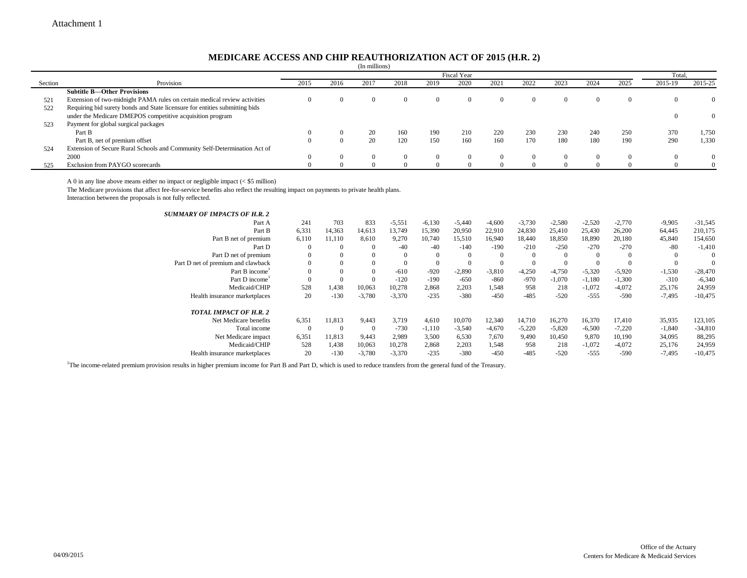Attachment 1

## MEDICARE ACCESS AND CHIP REAUTHORIZATION ACT OF 2015 (H.R. 2)

(In millions)

| Section | Provision | Fiscal Year 2015 | 2016 | 2017 | 2018 | 2019 | 2020 | 2021 | 2022 | 2023 | 2024 | 2025 | Total, 2015-19 | 2015-25 |
|---|---|---|---|---|---|---|---|---|---|---|---|---|---|---|
| | **Subtitle B—Other Provisions** | | | | | | | | | | | | | |
| 521 | Extension of two-midnight PAMA rules on certain medical review activities | 0 | 0 | 0 | 0 | 0 | 0 | 0 | 0 | 0 | 0 | 0 | 0 | 0 |
| 522 | Requiring bid surety bonds and State licensure for entities submitting bids under the Medicare DMEPOS competitive acquisition program | | | | | | | | | | | | 0 | 0 |
| 523 | Payment for global surgical packages | | | | | | | | | | | | | |
| | Part B | 0 | 0 | 20 | 160 | 190 | 210 | 220 | 230 | 230 | 240 | 250 | 370 | 1,750 |
| | Part B, net of premium offset | 0 | 0 | 20 | 120 | 150 | 160 | 160 | 170 | 180 | 180 | 190 | 290 | 1,330 |
| 524 | Extension of Secure Rural Schools and Community Self-Determination Act of 2000 | 0 | 0 | 0 | 0 | 0 | 0 | 0 | 0 | 0 | 0 | 0 | 0 | 0 |
| 525 | Exclusion from PAYGO scorecards | 0 | 0 | 0 | 0 | 0 | 0 | 0 | 0 | 0 | 0 | 0 | 0 | 0 |

A 0 in any line above means either no impact or negligible impact (< $5 million)

The Medicare provisions that affect fee-for-service benefits also reflect the resulting impact on payments to private health plans.

Interaction between the proposals is not fully reflected.

| | 2015 | 2016 | 2017 | 2018 | 2019 | 2020 | 2021 | 2022 | 2023 | 2024 | 2025 | 2015-19 | 2015-25 |
|---|---|---|---|---|---|---|---|---|---|---|---|---|---|
| ***SUMMARY OF IMPACTS OF H.R. 2*** | | | | | | | | | | | | | |
| Part A | 241 | 703 | 833 | -5,551 | -6,130 | -5,440 | -4,600 | -3,730 | -2,580 | -2,520 | -2,770 | -9,905 | -31,545 |
| Part B | 6,331 | 14,363 | 14,613 | 13,749 | 15,390 | 20,950 | 22,910 | 24,830 | 25,410 | 25,430 | 26,200 | 64,445 | 210,175 |
| Part B net of premium | 6,110 | 11,110 | 8,610 | 9,270 | 10,740 | 15,510 | 16,940 | 18,440 | 18,850 | 18,890 | 20,180 | 45,840 | 154,650 |
| Part D | 0 | 0 | 0 | -40 | -40 | -140 | -190 | -210 | -250 | -270 | -270 | -80 | -1,410 |
| Part D net of premium | 0 | 0 | 0 | 0 | 0 | 0 | 0 | 0 | 0 | 0 | 0 | 0 | 0 |
| Part D net of premium and clawback | 0 | 0 | 0 | 0 | 0 | 0 | 0 | 0 | 0 | 0 | 0 | 0 | 0 |
| Part B income[1] | 0 | 0 | 0 | -610 | -920 | -2,890 | -3,810 | -4,250 | -4,750 | -5,320 | -5,920 | -1,530 | -28,470 |
| Part D income[1] | 0 | 0 | 0 | -120 | -190 | -650 | -860 | -970 | -1,070 | -1,180 | -1,300 | -310 | -6,340 |
| Medicaid/CHIP | 528 | 1,438 | 10,063 | 10,278 | 2,868 | 2,203 | 1,548 | 958 | 218 | -1,072 | -4,072 | 25,176 | 24,959 |
| Health insurance marketplaces | 20 | -130 | -3,780 | -3,370 | -235 | -380 | -450 | -485 | -520 | -555 | -590 | -7,495 | -10,475 |
| ***TOTAL IMPACT OF H.R. 2*** | | | | | | | | | | | | | |
| Net Medicare benefits | 6,351 | 11,813 | 9,443 | 3,719 | 4,610 | 10,070 | 12,340 | 14,710 | 16,270 | 16,370 | 17,410 | 35,935 | 123,105 |
| Total income | 0 | 0 | 0 | -730 | -1,110 | -3,540 | -4,670 | -5,220 | -5,820 | -6,500 | -7,220 | -1,840 | -34,810 |
| Net Medicare impact | 6,351 | 11,813 | 9,443 | 2,989 | 3,500 | 6,530 | 7,670 | 9,490 | 10,450 | 9,870 | 10,190 | 34,095 | 88,295 |
| Medicaid/CHIP | 528 | 1,438 | 10,063 | 10,278 | 2,868 | 2,203 | 1,548 | 958 | 218 | -1,072 | -4,072 | 25,176 | 24,959 |
| Health insurance marketplaces | 20 | -130 | -3,780 | -3,370 | -235 | -380 | -450 | -485 | -520 | -555 | -590 | -7,495 | -10,475 |

[1]The income-related premium provision results in higher premium income for Part B and Part D, which is used to reduce transfers from the general fund of the Treasury.

04/09/2015

Office of the Actuary
Centers for Medicare & Medicaid Services